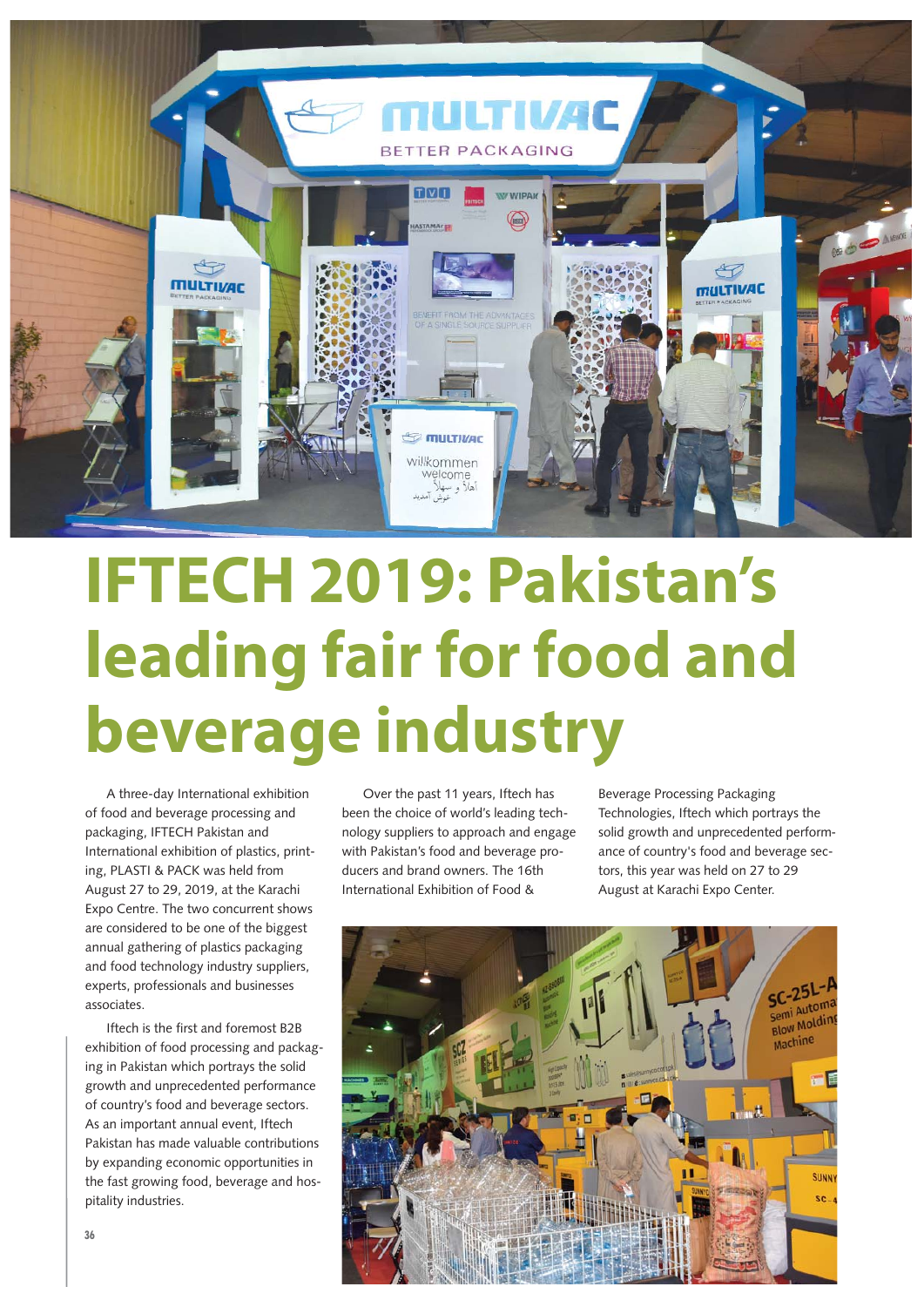# IFTECH 2019: Pakistan's leading fair for food and beverage industry

A three-day International exhibition of food and beverage processing and packaging, IFTECH Pakistan and International exhibition of plastics, printing, PLASTI & PACK was held from August 27 to 29, 2019, at the Karachi Expo Centre. The two concurrent shows are considered to be one of the biggest annual gathering of plastics packaging and food technology industry suppliers, experts, professionals and businesses associates.

Iftech is the first and foremost B2B exhibition of food processing and packaging in Pakistan which portrays the solid growth and unprecedented performance of country's food and beverage sectors. As an important annual event, Iftech Pakistan has made valuable contributions by expanding economic opportunities in the fast growing food, beverage and hospitality industries.

Over the past 11 years, Iftech has been the choice of world's leading technology suppliers to approach and engage with Pakistan's food and beverage producers and brand owners. The 16th International Exhibition of Food & Beverage Processing Packaging Technologies, Iftech which portrays the solid growth and unprecedented performance of country's food and beverage sectors, this year was held on 27 to 29 August at Karachi Expo Center.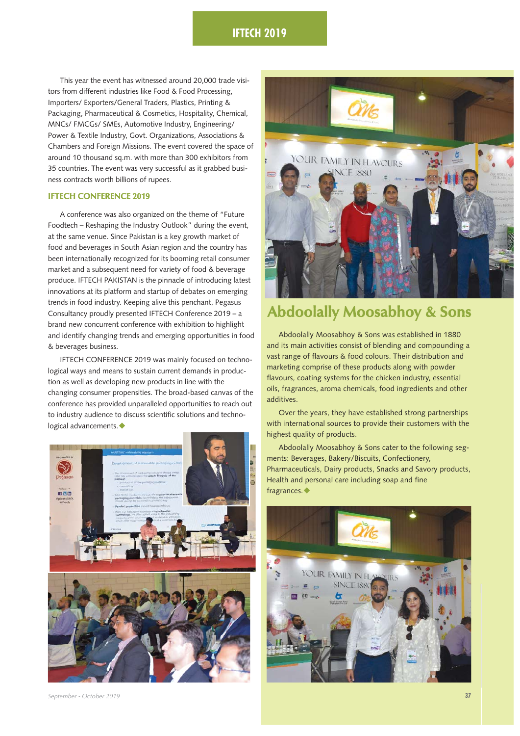This year the event has witnessed around 20,000 trade visitors from different industries like Food & Food Processing, Importers/ Exporters/General Traders, Plastics, Printing & Packaging, Pharmaceutical & Cosmetics, Hospitality, Chemical, MNCs/ FMCGs/ SMEs, Automotive Industry, Engineering/ Power & Textile Industry, Govt. Organizations, Associations & Chambers and Foreign Missions. The event covered the space of around 10 thousand sq.m. with more than 300 exhibitors from 35 countries. The event was very successful as it grabbed business contracts worth billions of rupees.

### IFTECH CONFERENCE 2019

A conference was also organized on the theme of "Future Foodtech – Reshaping the Industry Outlook" during the event, at the same venue. Since Pakistan is a key growth market of food and beverages in South Asian region and the country has been internationally recognized for its booming retail consumer market and a subsequent need for variety of food & beverage produce. IFTECH PAKISTAN is the pinnacle of introducing latest innovations at its platform and startup of debates on emerging trends in food industry. Keeping alive this penchant, Pegasus Consultancy proudly presented IFTECH Conference 2019 – a brand new concurrent conference with exhibition to highlight and identify changing trends and emerging opportunities in food & beverages business.

IFTECH CONFERENCE 2019 was mainly focused on technological ways and means to sustain current demands in production as well as developing new products in line with the changing consumer propensities. The broad-based canvas of the conference has provided unparalleled opportunities to reach out to industry audience to discuss scientific solutions and technological advancements.◆

## Abdoolally Moosabhoy & Sons

Abdoolally Moosabhoy & Sons was established in 1880 and its main activities consist of blending and compounding a vast range of flavours & food colours. Their distribution and marketing comprise of these products along with powder flavours, coating systems for the chicken industry, essential oils, fragrances, aroma chemicals, food ingredients and other additives.

Over the years, they have established strong partnerships with international sources to provide their customers with the highest quality of products.

Abdoolally Moosabhoy & Sons cater to the following segments: Beverages, Bakery/Biscuits, Confectionery, Pharmaceuticals, Dairy products, Snacks and Savory products, Health and personal care including soap and fine fragrances.◆